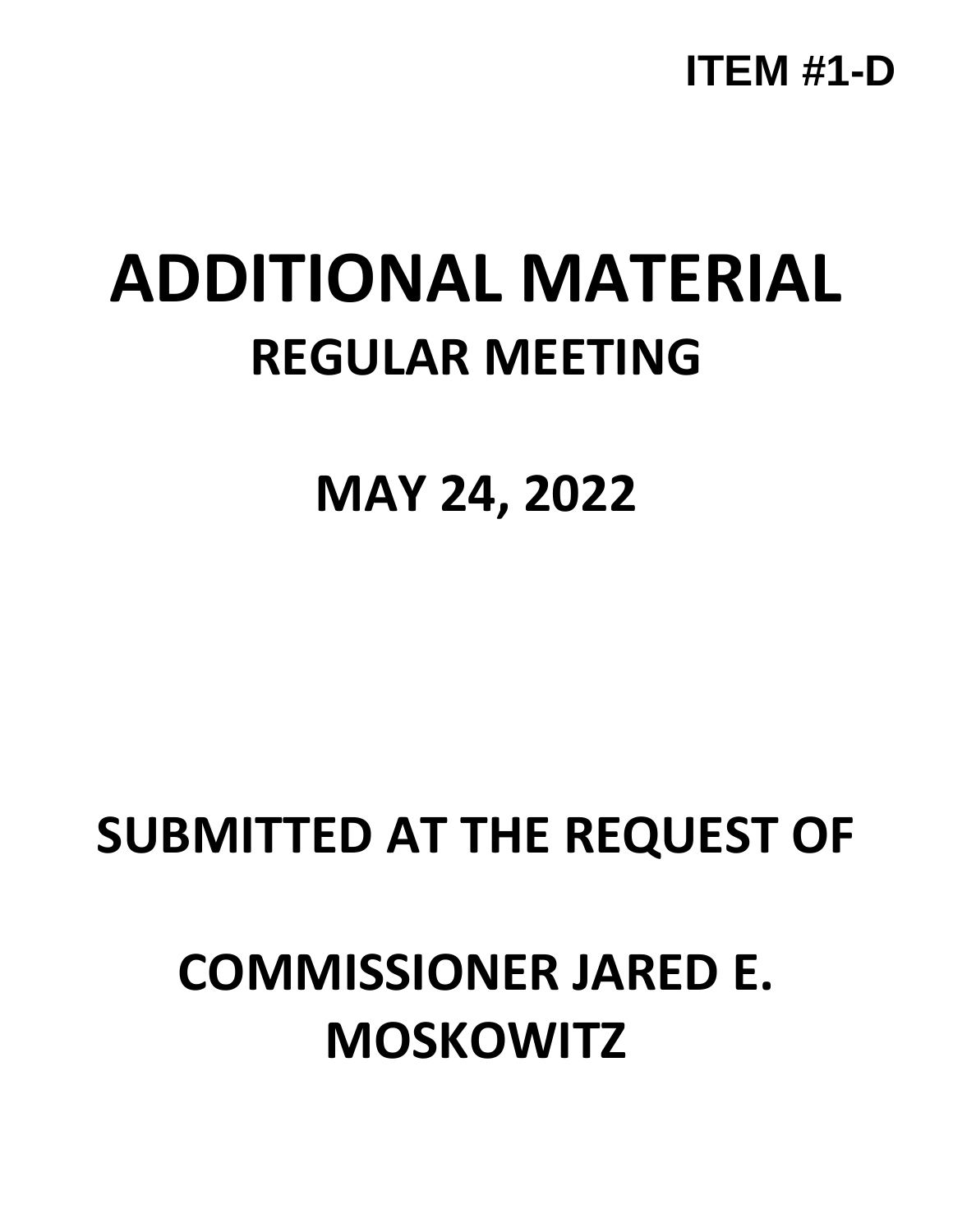**ITEM #1-D**

# ADDITIONAL MATERIAL

## REGULAR MEETING

## MAY 24, 2022

## SUBMITTED AT THE REQUEST OF

## COMMISSIONER JARED E. MOSKOWITZ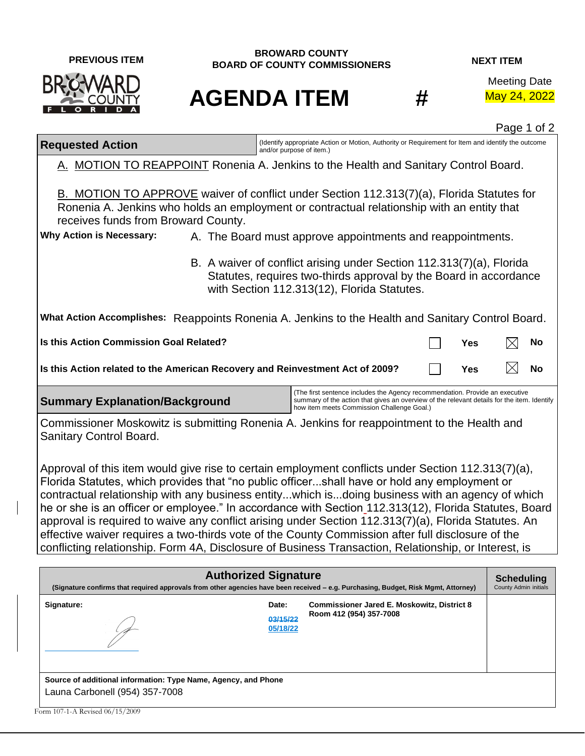**PREVIOUS ITEM**

**BROWARD COUNTY**
**BOARD OF COUNTY COMMISSIONERS**

**NEXT ITEM**

# AGENDA ITEM #

Meeting Date
May 24, 2022

| **Requested Action** | (Identify appropriate Action or Motion, Authority or Requirement for Item and identify the outcome and/or purpose of item.) |
|---|---|

A. MOTION TO REAPPOINT Ronenia A. Jenkins to the Health and Sanitary Control Board.

B. MOTION TO APPROVE waiver of conflict under Section 112.313(7)(a), Florida Statutes for Ronenia A. Jenkins who holds an employment or contractual relationship with an entity that receives funds from Broward County.

**Why Action is Necessary:**

A. The Board must approve appointments and reappointments.

B. A waiver of conflict arising under Section 112.313(7)(a), Florida Statutes, requires two-thirds approval by the Board in accordance with Section 112.313(12), Florida Statutes.

**What Action Accomplishes:** Reappoints Ronenia A. Jenkins to the Health and Sanitary Control Board.

| | | | | |
|---|---|---|---|---|
| **Is this Action Commission Goal Related?** | ☐ | **Yes** | ☒ | **No** |
| **Is this Action related to the American Recovery and Reinvestment Act of 2009?** | ☐ | **Yes** | ☒ | **No** |

| **Summary Explanation/Background** | (The first sentence includes the Agency recommendation. Provide an executive summary of the action that gives an overview of the relevant details for the item. Identify how item meets Commission Challenge Goal.) |
|---|---|

Commissioner Moskowitz is submitting Ronenia A. Jenkins for reappointment to the Health and Sanitary Control Board.

Approval of this item would give rise to certain employment conflicts under Section 112.313(7)(a), Florida Statutes, which provides that "no public officer...shall have or hold any employment or contractual relationship with any business entity...which is...doing business with an agency of which he or she is an officer or employee." In accordance with Section 112.313(12), Florida Statutes, Board approval is required to waive any conflict arising under Section 112.313(7)(a), Florida Statutes. An effective waiver requires a two-thirds vote of the County Commission after full disclosure of the conflicting relationship. Form 4A, Disclosure of Business Transaction, Relationship, or Interest, is

| **Authorized Signature** (Signature confirms that required approvals from other agencies have been received – e.g. Purchasing, Budget, Risk Mgmt, Attorney) | | | **Scheduling** County Admin initials |
|---|---|---|---|
| **Signature:** | **Date:** ~~03/15/22~~ 05/18/22 | **Commissioner Jared E. Moskowitz, District 8** **Room 412 (954) 357-7008** | |

**Source of additional information: Type Name, Agency, and Phone**
Launa Carbonell (954) 357-7008

Form 107-1-A Revised 06/15/2009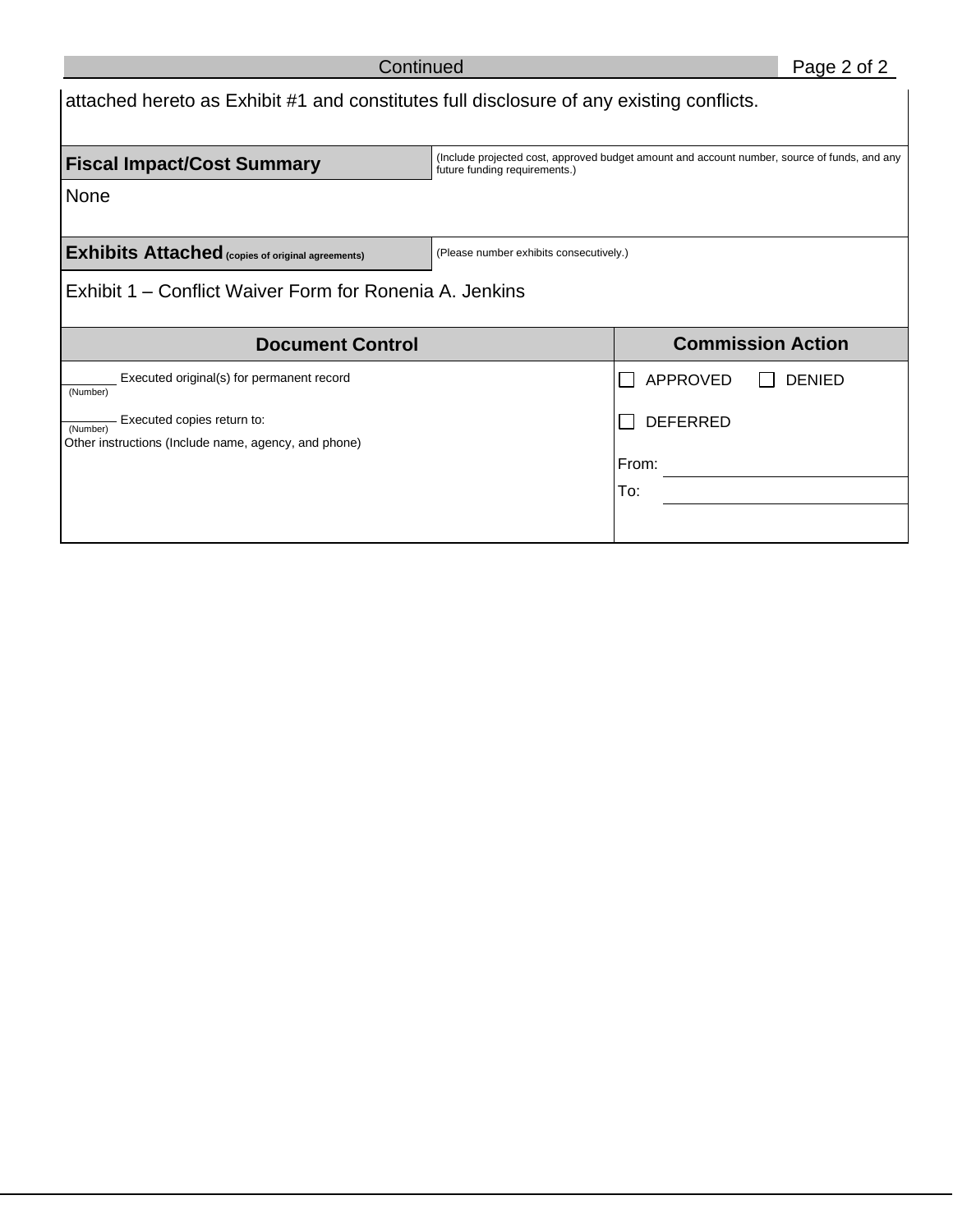attached hereto as Exhibit #1 and constitutes full disclosure of any existing conflicts.

**Fiscal Impact/Cost Summary** (Include projected cost, approved budget amount and account number, source of funds, and any future funding requirements.)

None

**Exhibits Attached** (copies of original agreements) (Please number exhibits consecutively.)

Exhibit 1 – Conflict Waiver Form for Ronenia A. Jenkins

| Document Control | Commission Action |
| --- | --- |
| ______ (Number) Executed original(s) for permanent record | ☐ APPROVED ☐ DENIED |
| ______ (Number) Executed copies return to: | ☐ DEFERRED |
| Other instructions (Include name, agency, and phone) | From: ______ |
| | To: ______ |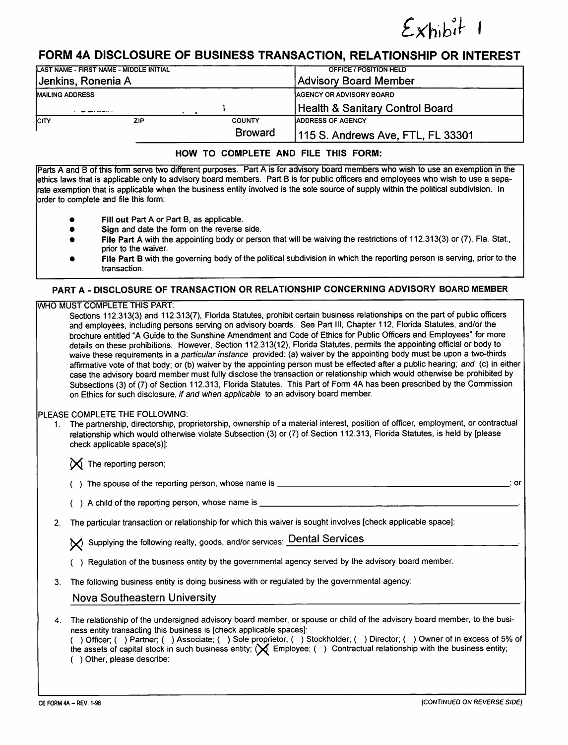Exhibit 1

# FORM 4A DISCLOSURE OF BUSINESS TRANSACTION, RELATIONSHIP OR INTEREST

| LAST NAME - FIRST NAME - MIDDLE INITIAL | | | OFFICE / POSITION HELD |
|---|---|---|---|
| Jenkins, Ronenia A | | | Advisory Board Member |
| MAILING ADDRESS | | | AGENCY OR ADVISORY BOARD |
| | | | Health & Sanitary Control Board |
| CITY | ZIP | COUNTY | ADDRESS OF AGENCY |
| | | Broward | 115 S. Andrews Ave, FTL, FL 33301 |

## HOW TO COMPLETE AND FILE THIS FORM:

Parts A and B of this form serve two different purposes. Part A is for advisory board members who wish to use an exemption in the ethics laws that is applicable only to advisory board members. Part B is for public officers and employees who wish to use a separate exemption that is applicable when the business entity involved is the sole source of supply within the political subdivision. In order to complete and file this form:

- **Fill out** Part A or Part B, as applicable.
- **Sign** and date the form on the reverse side.
- **File Part A** with the appointing body or person that will be waiving the restrictions of 112.313(3) or (7), Fla. Stat., prior to the waiver.
- **File Part B** with the governing body of the political subdivision in which the reporting person is serving, prior to the transaction.

## PART A - DISCLOSURE OF TRANSACTION OR RELATIONSHIP CONCERNING ADVISORY BOARD MEMBER

WHO MUST COMPLETE THIS PART:

Sections 112.313(3) and 112.313(7), Florida Statutes, prohibit certain business relationships on the part of public officers and employees, including persons serving on advisory boards. See Part III, Chapter 112, Florida Statutes, and/or the brochure entitled "A Guide to the Sunshine Amendment and Code of Ethics for Public Officers and Employees" for more details on these prohibitions. However, Section 112.313(12), Florida Statutes, permits the appointing official or body to waive these requirements in a *particular instance* provided: (a) waiver by the appointing body must be upon a two-thirds affirmative vote of that body; or (b) waiver by the appointing person must be effected after a public hearing; *and* (c) in either case the advisory board member must fully disclose the transaction or relationship which would otherwise be prohibited by Subsections (3) of (7) of Section 112.313, Florida Statutes. This Part of Form 4A has been prescribed by the Commission on Ethics for such disclosure, *if and when applicable* to an advisory board member.

PLEASE COMPLETE THE FOLLOWING:

1. The partnership, directorship, proprietorship, ownership of a material interest, position of officer, employment, or contractual relationship which would otherwise violate Subsection (3) or (7) of Section 112.313, Florida Statutes, is held by [please check applicable space(s)]:

   (X) The reporting person;

   ( ) The spouse of the reporting person, whose name is ______________________; or

   ( ) A child of the reporting person, whose name is ______________________.

2. The particular transaction or relationship for which this waiver is sought involves [check applicable space]:

   (X) Supplying the following realty, goods, and/or services: Dental Services

   ( ) Regulation of the business entity by the governmental agency served by the advisory board member.

3. The following business entity is doing business with or regulated by the governmental agency:

   Nova Southeastern University

4. The relationship of the undersigned advisory board member, or spouse or child of the advisory board member, to the business entity transacting this business is [check applicable spaces]:
   ( ) Officer; ( ) Partner; ( ) Associate; ( ) Sole proprietor; ( ) Stockholder; ( ) Director; ( ) Owner of in excess of 5% of the assets of capital stock in such business entity; (X) Employee; ( ) Contractual relationship with the business entity; ( ) Other, please describe:

CE FORM 4A – REV. 1-98

[CONTINUED ON REVERSE SIDE]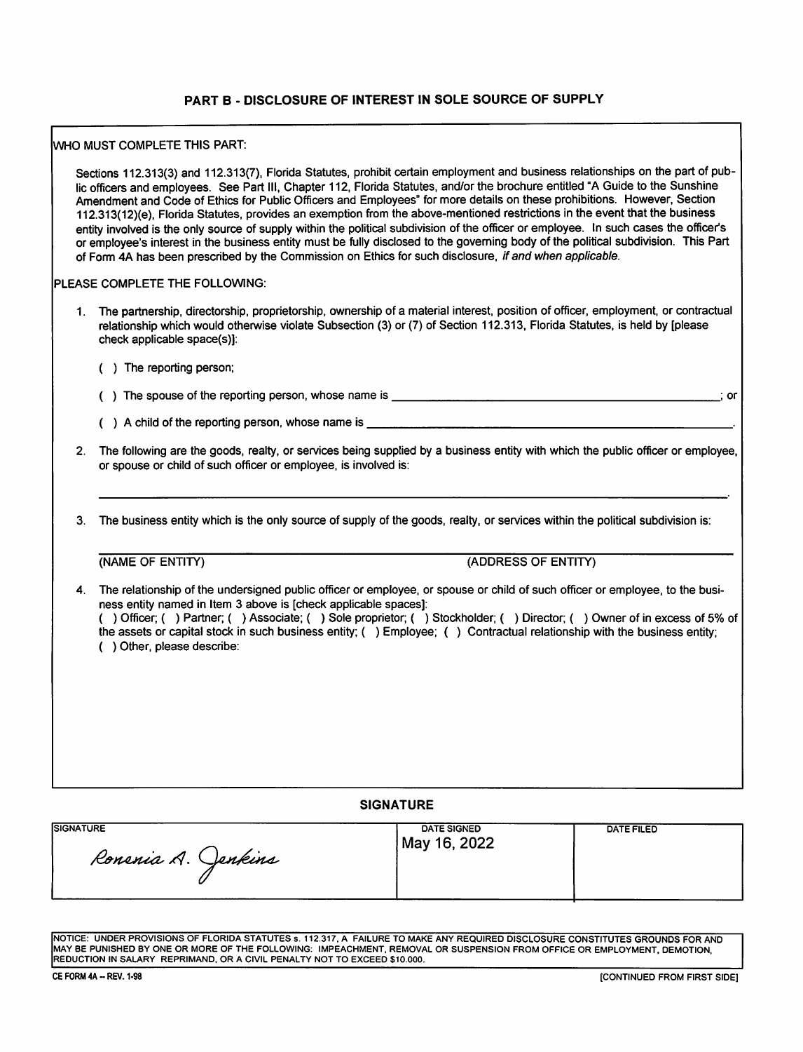## PART B - DISCLOSURE OF INTEREST IN SOLE SOURCE OF SUPPLY

WHO MUST COMPLETE THIS PART:

Sections 112.313(3) and 112.313(7), Florida Statutes, prohibit certain employment and business relationships on the part of public officers and employees. See Part III, Chapter 112, Florida Statutes, and/or the brochure entitled "A Guide to the Sunshine Amendment and Code of Ethics for Public Officers and Employees" for more details on these prohibitions. However, Section 112.313(12)(e), Florida Statutes, provides an exemption from the above-mentioned restrictions in the event that the business entity involved is the only source of supply within the political subdivision of the officer or employee. In such cases the officer's or employee's interest in the business entity must be fully disclosed to the governing body of the political subdivision. This Part of Form 4A has been prescribed by the Commission on Ethics for such disclosure, *if and when applicable.*

PLEASE COMPLETE THE FOLLOWING:

1. The partnership, directorship, proprietorship, ownership of a material interest, position of officer, employment, or contractual relationship which would otherwise violate Subsection (3) or (7) of Section 112.313, Florida Statutes, is held by [please check applicable space(s)]:

   ( ) The reporting person;

   ( ) The spouse of the reporting person, whose name is \_\_\_\_\_\_\_\_\_\_\_\_\_\_\_\_\_\_\_\_\_\_\_\_\_\_\_\_\_\_; or

   ( ) A child of the reporting person, whose name is \_\_\_\_\_\_\_\_\_\_\_\_\_\_\_\_\_\_\_\_\_\_\_\_\_\_\_\_\_\_.

2. The following are the goods, realty, or services being supplied by a business entity with which the public officer or employee, or spouse or child of such officer or employee, is involved is:

   \_\_\_\_\_\_\_\_\_\_\_\_\_\_\_\_\_\_\_\_\_\_\_\_\_\_\_\_\_\_\_\_\_\_\_\_\_\_\_\_\_\_\_\_\_\_\_\_\_\_\_\_\_\_\_\_.

3. The business entity which is the only source of supply of the goods, realty, or services within the political subdivision is:

   \_\_\_\_\_\_\_\_\_\_\_\_\_\_\_\_\_\_\_\_\_\_\_\_\_\_\_\_\_\_\_\_\_\_\_\_\_\_\_\_\_\_\_\_\_\_\_\_\_\_\_\_\_\_\_\_

   (NAME OF ENTITY) (ADDRESS OF ENTITY)

4. The relationship of the undersigned public officer or employee, or spouse or child of such officer or employee, to the business entity named in Item 3 above is [check applicable spaces]:
   ( ) Officer; ( ) Partner; ( ) Associate; ( ) Sole proprietor; ( ) Stockholder; ( ) Director; ( ) Owner of in excess of 5% of the assets or capital stock in such business entity; ( ) Employee; ( ) Contractual relationship with the business entity;
   ( ) Other, please describe:

### SIGNATURE

| SIGNATURE | DATE SIGNED | DATE FILED |
|---|---|---|
| Ronenia A. Jenkins | May 16, 2022 | |

NOTICE: UNDER PROVISIONS OF FLORIDA STATUTES s. 112.317, A FAILURE TO MAKE ANY REQUIRED DISCLOSURE CONSTITUTES GROUNDS FOR AND MAY BE PUNISHED BY ONE OR MORE OF THE FOLLOWING: IMPEACHMENT, REMOVAL OR SUSPENSION FROM OFFICE OR EMPLOYMENT, DEMOTION, REDUCTION IN SALARY REPRIMAND, OR A CIVIL PENALTY NOT TO EXCEED $10,000.

CE FORM 4A – REV. 1-98 [CONTINUED FROM FIRST SIDE]